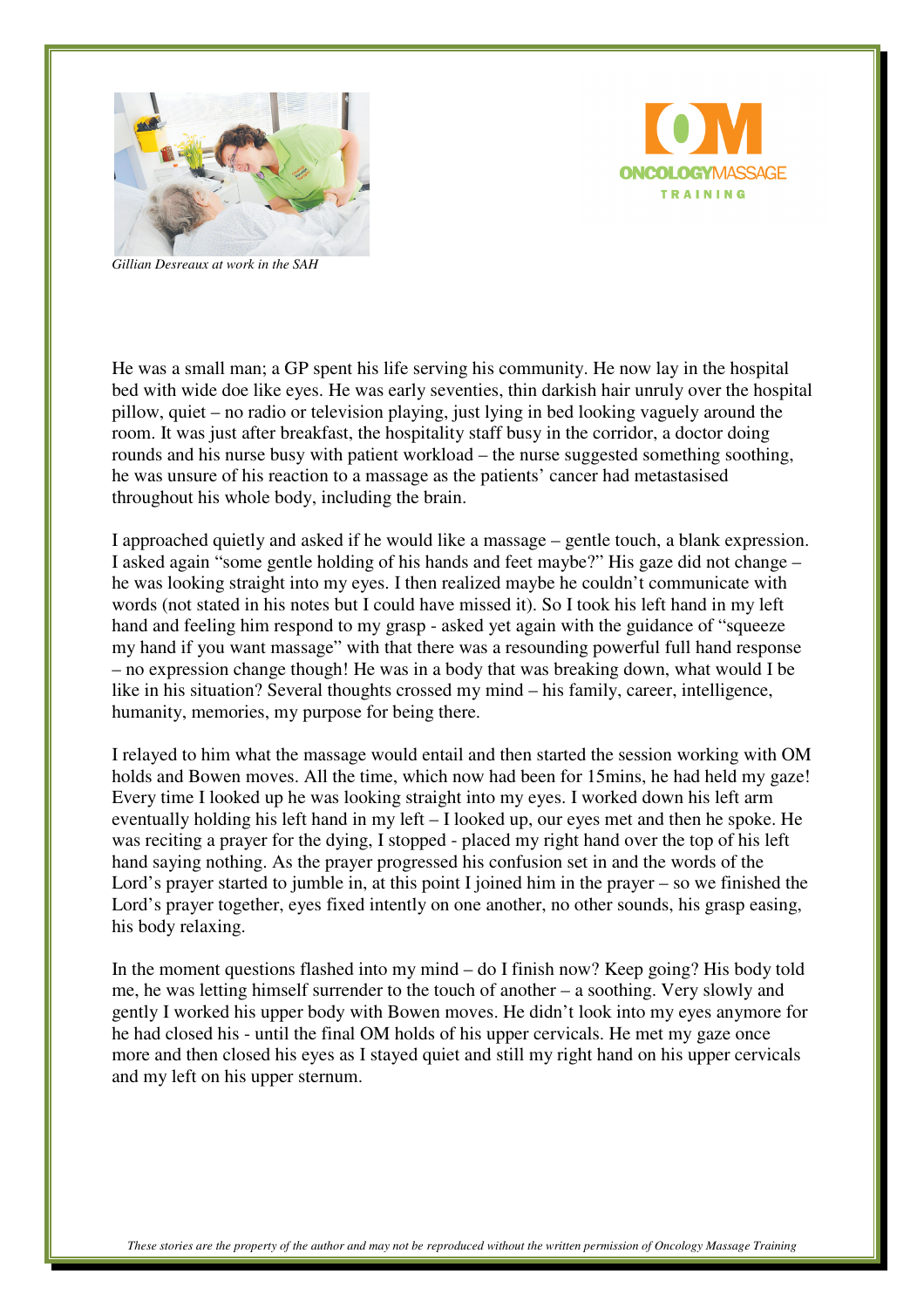*Gillian Desreaux at work in the SAH*

ONCOLOGYMASSAGE TRAINING

He was a small man; a GP spent his life serving his community. He now lay in the hospital bed with wide doe like eyes. He was early seventies, thin darkish hair unruly over the hospital pillow, quiet – no radio or television playing, just lying in bed looking vaguely around the room. It was just after breakfast, the hospitality staff busy in the corridor, a doctor doing rounds and his nurse busy with patient workload – the nurse suggested something soothing, he was unsure of his reaction to a massage as the patients' cancer had metastasised throughout his whole body, including the brain.

I approached quietly and asked if he would like a massage – gentle touch, a blank expression. I asked again "some gentle holding of his hands and feet maybe?" His gaze did not change – he was looking straight into my eyes. I then realized maybe he couldn't communicate with words (not stated in his notes but I could have missed it). So I took his left hand in my left hand and feeling him respond to my grasp - asked yet again with the guidance of "squeeze my hand if you want massage" with that there was a resounding powerful full hand response – no expression change though! He was in a body that was breaking down, what would I be like in his situation? Several thoughts crossed my mind – his family, career, intelligence, humanity, memories, my purpose for being there.

I relayed to him what the massage would entail and then started the session working with OM holds and Bowen moves. All the time, which now had been for 15mins, he had held my gaze! Every time I looked up he was looking straight into my eyes. I worked down his left arm eventually holding his left hand in my left – I looked up, our eyes met and then he spoke. He was reciting a prayer for the dying, I stopped - placed my right hand over the top of his left hand saying nothing. As the prayer progressed his confusion set in and the words of the Lord's prayer started to jumble in, at this point I joined him in the prayer – so we finished the Lord's prayer together, eyes fixed intently on one another, no other sounds, his grasp easing, his body relaxing.

In the moment questions flashed into my mind – do I finish now? Keep going? His body told me, he was letting himself surrender to the touch of another – a soothing. Very slowly and gently I worked his upper body with Bowen moves. He didn't look into my eyes anymore for he had closed his - until the final OM holds of his upper cervicals. He met my gaze once more and then closed his eyes as I stayed quiet and still my right hand on his upper cervicals and my left on his upper sternum.

*These stories are the property of the author and may not be reproduced without the written permission of Oncology Massage Training*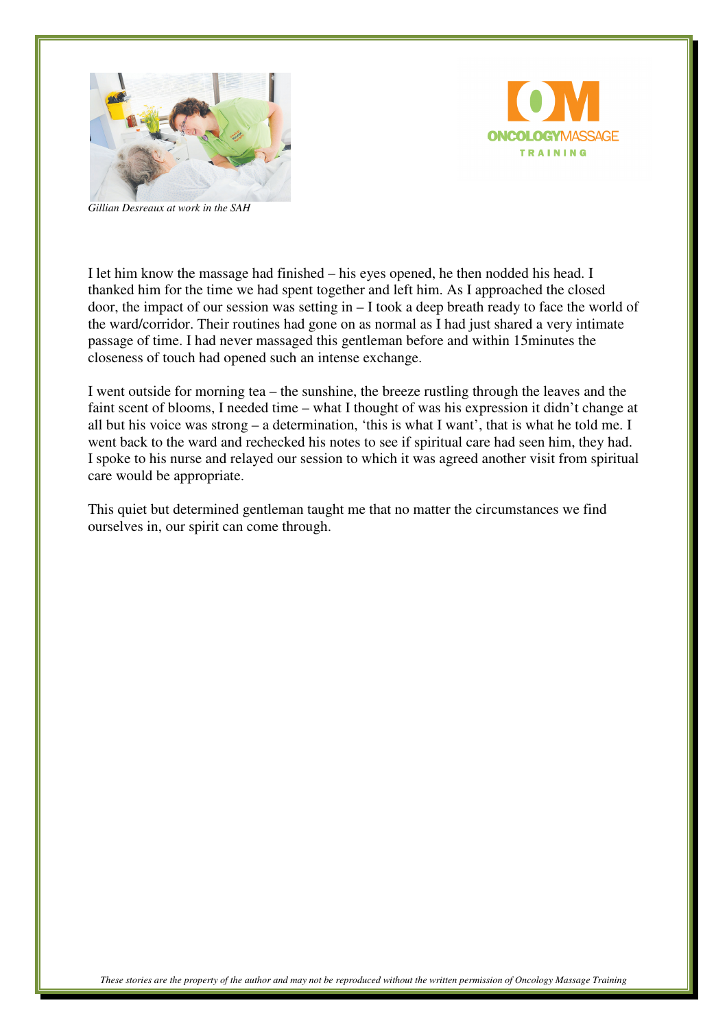*Gillian Desreaux at work in the SAH*

I let him know the massage had finished – his eyes opened, he then nodded his head. I thanked him for the time we had spent together and left him. As I approached the closed door, the impact of our session was setting in – I took a deep breath ready to face the world of the ward/corridor. Their routines had gone on as normal as I had just shared a very intimate passage of time. I had never massaged this gentleman before and within 15minutes the closeness of touch had opened such an intense exchange.

I went outside for morning tea – the sunshine, the breeze rustling through the leaves and the faint scent of blooms, I needed time – what I thought of was his expression it didn't change at all but his voice was strong – a determination, 'this is what I want', that is what he told me. I went back to the ward and rechecked his notes to see if spiritual care had seen him, they had. I spoke to his nurse and relayed our session to which it was agreed another visit from spiritual care would be appropriate.

This quiet but determined gentleman taught me that no matter the circumstances we find ourselves in, our spirit can come through.

*These stories are the property of the author and may not be reproduced without the written permission of Oncology Massage Training*